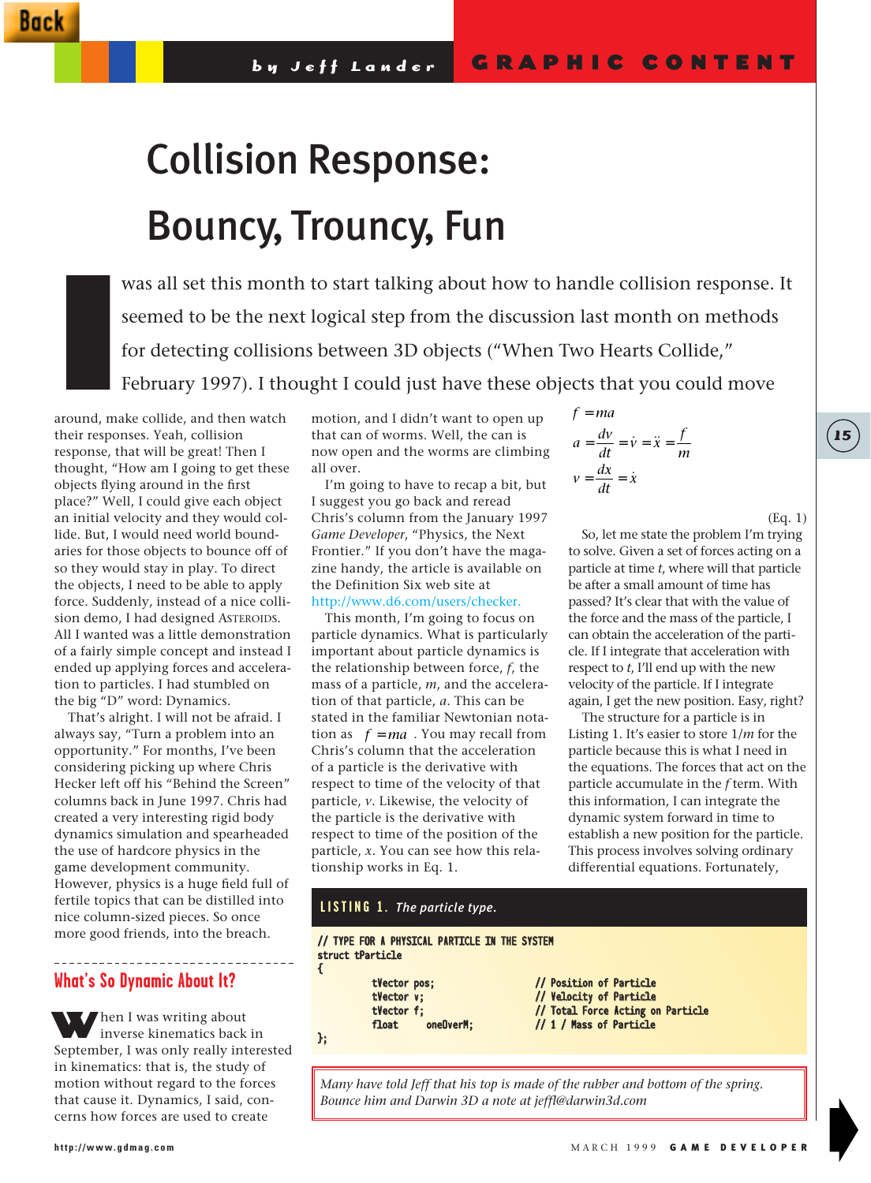# Collision Response: Bouncy, Trouncy, Fun

I was all set this month to start talking about how to handle collision response. It seemed to be the next logical step from the discussion last month on methods for detecting collisions between 3D objects ("When Two Hearts Collide," February 1997). I thought I could just have these objects that you could move around, make collide, and then watch their responses. Yeah, collision response, that will be great! Then I thought, "How am I going to get these objects flying around in the first place?" Well, I could give each object an initial velocity and they would collide. But, I would need world boundaries for those objects to bounce off of so they would stay in play. To direct the objects, I need to be able to apply force. Suddenly, instead of a nice collision demo, I had designed ASTEROIDS. All I wanted was a little demonstration of a fairly simple concept and instead I ended up applying forces and acceleration to particles. I had stumbled on the big "D" word: Dynamics.

That's alright. I will not be afraid. I always say, "Turn a problem into an opportunity." For months, I've been considering picking up where Chris Hecker left off his "Behind the Screen" columns back in June 1997. Chris had created a very interesting rigid body dynamics simulation and spearheaded the use of hardcore physics in the game development community. However, physics is a huge field full of fertile topics that can be distilled into nice column-sized pieces. So once more good friends, into the breach.

## What's So Dynamic About It?

When I was writing about inverse kinematics back in September, I was only really interested in kinematics: that is, the study of motion without regard to the forces that cause it. Dynamics, I said, concerns how forces are used to create motion, and I didn't want to open up that can of worms. Well, the can is now open and the worms are climbing all over.

I'm going to have to recap a bit, but I suggest you go back and reread Chris's column from the January 1997 *Game Developer*, "Physics, the Next Frontier." If you don't have the magazine handy, the article is available on the Definition Six web site at http://www.d6.com/users/checker.

This month, I'm going to focus on particle dynamics. What is particularly important about particle dynamics is the relationship between force, $f$, the mass of a particle, $m$, and the acceleration of that particle, $a$. This can be stated in the familiar Newtonian notation as $f = ma$. You may recall from Chris's column that the acceleration of a particle is the derivative with respect to time of the velocity of that particle, $v$. Likewise, the velocity of the particle is the derivative with respect to time of the position of the particle, $x$. You can see how this relationship works in Eq. 1.

$$f = ma$$
$$a = \frac{dv}{dt} = \dot{v} = \ddot{x} = \frac{f}{m}$$
$$v = \frac{dx}{dt} = \dot{x}$$

(Eq. 1)

So, let me state the problem I'm trying to solve. Given a set of forces acting on a particle at time $t$, where will that particle be after a small amount of time has passed? It's clear that with the value of the force and the mass of the particle, I can obtain the acceleration of the particle. If I integrate that acceleration with respect to $t$, I'll end up with the new velocity of the particle. If I integrate again, I get the new position. Easy, right?

The structure for a particle is in Listing 1. It's easier to store $1/m$ for the particle because this is what I need in the equations. The forces that act on the particle accumulate in the $f$ term. With this information, I can integrate the dynamic system forward in time to establish a new position for the particle. This process involves solving ordinary differential equations. Fortunately,

**LISTING 1.** *The particle type.*

```
// TYPE FOR A PHYSICAL PARTICLE IN THE SYSTEM
struct tParticle
{
        tVector pos;                // Position of Particle
        tVector v;                  // Velocity of Particle
        tVector f;                  // Total Force Acting on Particle
        float     oneOverM;         // 1 / Mass of Particle
};
```

*Many have told Jeff that his top is made of the rubber and bottom of the spring. Bounce him and Darwin 3D a note at jeffl@darwin3d.com*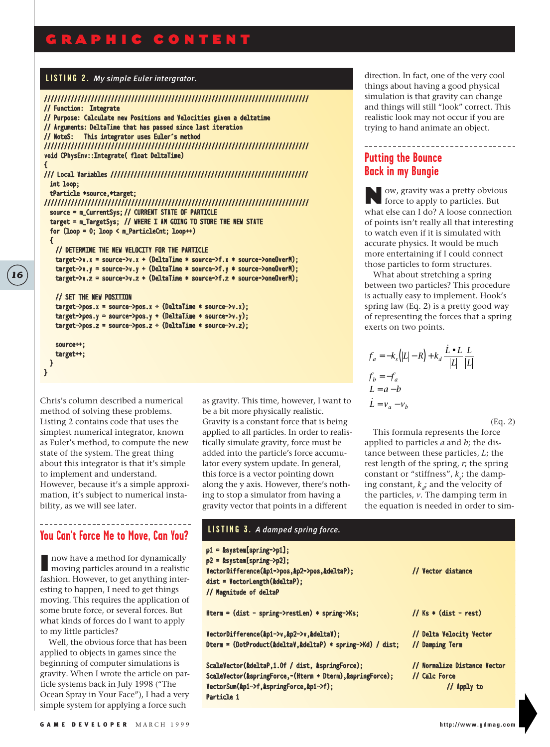**LISTING 2.** *My simple Euler intergrator.*

```
///////////////////////////////////////////////////////////////////////////////
// Function:  Integrate
// Purpose: Calculate new Positions and Velocities given a deltatime
// Arguments: DeltaTime that has passed since last iteration
// NoteS:   This integrator uses Euler's method
///////////////////////////////////////////////////////////////////////////////
void CPhysEnv::Integrate( float DeltaTime)
{
/// Local Variables ///////////////////////////////////////////////////////////
  int loop;
  tParticle *source,*target;
///////////////////////////////////////////////////////////////////////////////
  source = m_CurrentSys; // CURRENT STATE OF PARTICLE
  target = m_TargetSys;  // WHERE I AM GOING TO STORE THE NEW STATE
  for (loop = 0; loop < m_ParticleCnt; loop++)
  {
    // DETERMINE THE NEW VELOCITY FOR THE PARTICLE
    target->v.x = source->v.x + (DeltaTime * source->f.x * source->oneOverM);
    target->v.y = source->v.y + (DeltaTime * source->f.y * source->oneOverM);
    target->v.z = source->v.z + (DeltaTime * source->f.z * source->oneOverM);

    // SET THE NEW POSITION
    target->pos.x = source->pos.x + (DeltaTime * source->v.x);
    target->pos.y = source->pos.y + (DeltaTime * source->v.y);
    target->pos.z = source->pos.z + (DeltaTime * source->v.z);

    source++;
    target++;
  }
}
```

Chris's column described a numerical method of solving these problems. Listing 2 contains code that uses the simplest numerical integrator, known as Euler's method, to compute the new state of the system. The great thing about this integrator is that it's simple to implement and understand. However, because it's a simple approximation, it's subject to numerical instability, as we will see later.

## You Can't Force Me to Move, Can You?

I now have a method for dynamically moving particles around in a realistic fashion. However, to get anything interesting to happen, I need to get things moving. This requires the application of some brute force, or several forces. But what kinds of forces do I want to apply to my little particles?

Well, the obvious force that has been applied to objects in games since the beginning of computer simulations is gravity. When I wrote the article on particle systems back in July 1998 ("The Ocean Spray in Your Face"), I had a very simple system for applying a force such as gravity. This time, however, I want to be a bit more physically realistic. Gravity is a constant force that is being applied to all particles. In order to realistically simulate gravity, force must be added into the particle's force accumulator every system update. In general, this force is a vector pointing down along the y axis. However, there's nothing to stop a simulator from having a gravity vector that points in a different direction. In fact, one of the very cool things about having a good physical simulation is that gravity can change and things will still "look" correct. This realistic look may not occur if you are trying to hand animate an object.

## Putting the Bounce Back in my Bungie

Now, gravity was a pretty obvious force to apply to particles. But what else can I do? A loose connection of points isn't really all that interesting to watch even if it is simulated with accurate physics. It would be much more entertaining if I could connect those particles to form structures.

What about stretching a spring between two particles? This procedure is actually easy to implement. Hook's spring law (Eq. 2) is a pretty good way of representing the forces that a spring exerts on two points.

$$
\begin{aligned}
f_a &= -k_s\left(|L| - R\right) + k_d \frac{\dot{L} \bullet L}{|L|} \frac{L}{|L|} \\
f_b &= -f_a \\
L &= a - b \\
\dot{L} &= v_a - v_b
\end{aligned}
\qquad \text{(Eq. 2)}
$$

This formula represents the force applied to particles *a* and *b*; the distance between these particles, *L*; the rest length of the spring, *r*; the spring constant or "stiffness", $k_s$; the damping constant, $k_d$; and the velocity of the particles, *v*. The damping term in the equation is needed in order to sim-

**LISTING 3.** *A damped spring force.*

```
p1 = &system[spring->p1];
p2 = &system[spring->p2];
VectorDifference(&p1->pos,&p2->pos,&deltaP);              // Vector distance
dist = VectorLength(&deltaP);
// Magnitude of deltaP

Hterm = (dist - spring->restLen) * spring->Ks;            // Ks * (dist - rest)

VectorDifference(&p1->v,&p2->v,&deltaV);                  // Delta Velocity Vector
Dterm = (DotProduct(&deltaV,&deltaP) * spring->Kd) / dist; // Damping Term

ScaleVector(&deltaP,1.0f / dist, &springForce);           // Normalize Distance Vector
ScaleVector(&springForce,-(Hterm + Dterm),&springForce);  // Calc Force
VectorSum(&p1->f,&springForce,&p1->f);                          // Apply to
Particle 1
```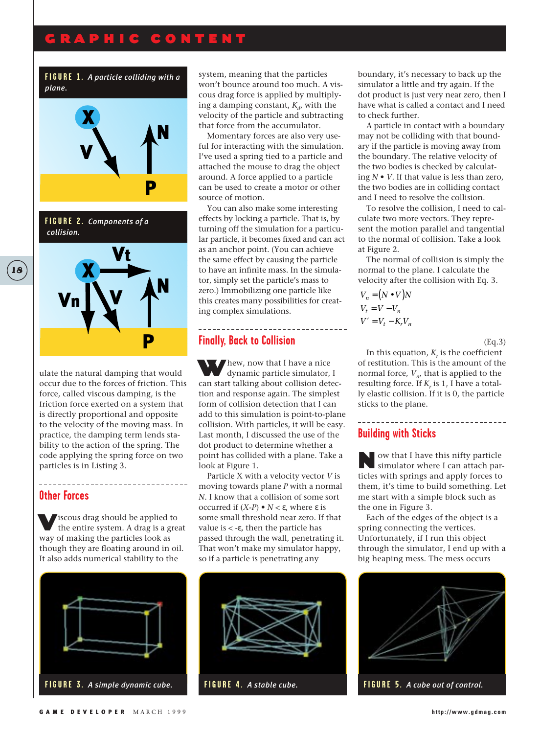FIGURE 1. *A particle colliding with a plane.*

FIGURE 2. *Components of a collision.*

ulate the natural damping that would occur due to the forces of friction. This force, called viscous damping, is the friction force exerted on a system that is directly proportional and opposite to the velocity of the moving mass. In practice, the damping term lends stability to the action of the spring. The code applying the spring force on two particles is in Listing 3.

## Other Forces

Viscous drag should be applied to the entire system. A drag is a great way of making the particles look as though they are floating around in oil. It also adds numerical stability to the system, meaning that the particles won't bounce around too much. A viscous drag force is applied by multiplying a damping constant, $K_d$, with the velocity of the particle and subtracting that force from the accumulator.

Momentary forces are also very useful for interacting with the simulation. I've used a spring tied to a particle and attached the mouse to drag the object around. A force applied to a particle can be used to create a motor or other source of motion.

You can also make some interesting effects by locking a particle. That is, by turning off the simulation for a particular particle, it becomes fixed and can act as an anchor point. (You can achieve the same effect by causing the particle to have an infinite mass. In the simulator, simply set the particle's mass to zero.) Immobilizing one particle like this creates many possibilities for creating complex simulations.

## Finally, Back to Collision

Whew, now that I have a nice dynamic particle simulator, I can start talking about collision detection and response again. The simplest form of collision detection that I can add to this simulation is point-to-plane collision. With particles, it will be easy. Last month, I discussed the use of the dot product to determine whether a point has collided with a plane. Take a look at Figure 1.

Particle X with a velocity vector *V* is moving towards plane *P* with a normal *N*. I know that a collision of some sort occurred if $(X\text{-}P) \bullet N < \varepsilon$, where ε is some small threshold near zero. If that value is < -ε, then the particle has passed through the wall, penetrating it. That won't make my simulator happy, so if a particle is penetrating any boundary, it's necessary to back up the simulator a little and try again. If the dot product is just very near zero, then I have what is called a contact and I need to check further.

A particle in contact with a boundary may not be colliding with that boundary if the particle is moving away from the boundary. The relative velocity of the two bodies is checked by calculating $N \bullet V$. If that value is less than zero, the two bodies are in colliding contact and I need to resolve the collision.

To resolve the collision, I need to calculate two more vectors. They represent the motion parallel and tangential to the normal of collision. Take a look at Figure 2.

The normal of collision is simply the normal to the plane. I calculate the velocity after the collision with Eq. 3.

$$V_n = (N \bullet V)N$$
$$V_t = V - V_n$$
$$V' = V_t - K_r V_n$$

(Eq.3)

In this equation, $K_r$ is the coefficient of restitution. This is the amount of the normal force, $V_n$, that is applied to the resulting force. If $K_r$ is 1, I have a totally elastic collision. If it is 0, the particle sticks to the plane.

## Building with Sticks

Now that I have this nifty particle simulator where I can attach particles with springs and apply forces to them, it's time to build something. Let me start with a simple block such as the one in Figure 3.

Each of the edges of the object is a spring connecting the vertices. Unfortunately, if I run this object through the simulator, I end up with a big heaping mess. The mess occurs

FIGURE 3. *A simple dynamic cube.*

FIGURE 4. *A stable cube.*

FIGURE 5. *A cube out of control.*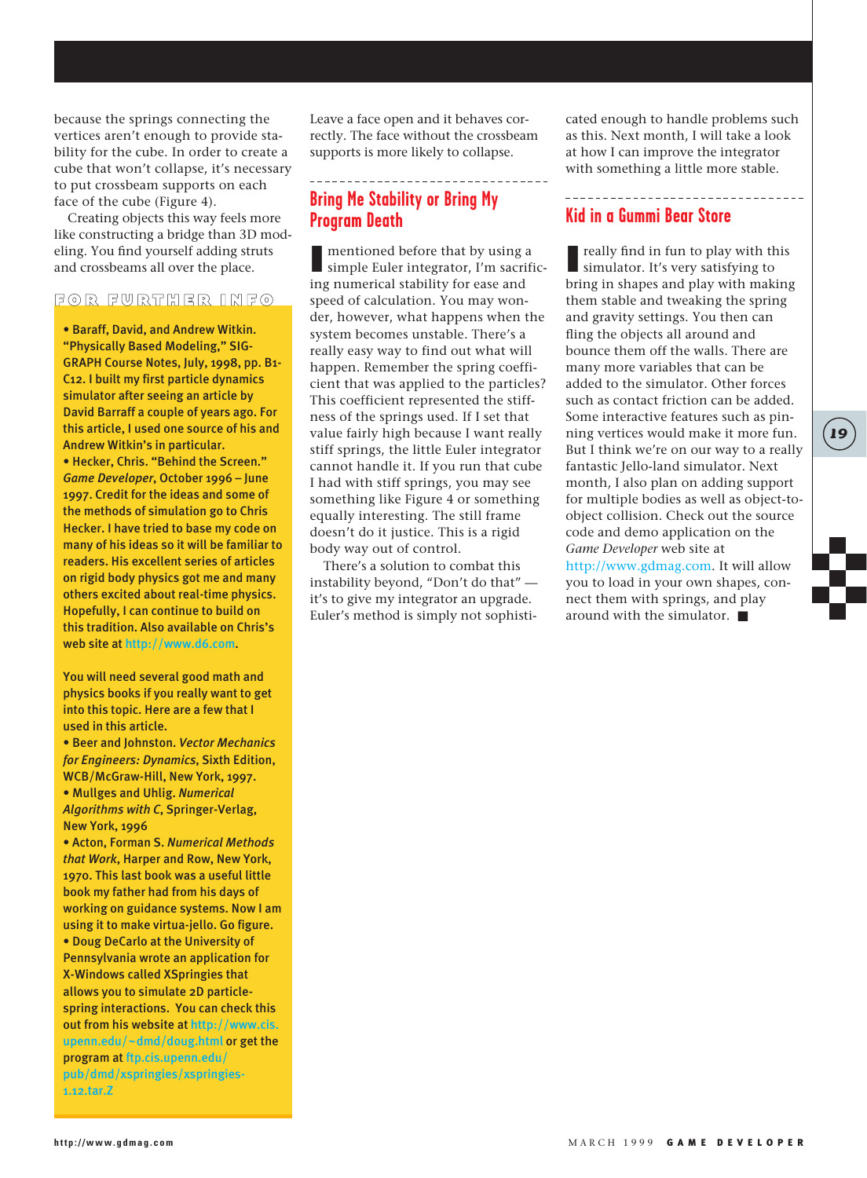because the springs connecting the vertices aren't enough to provide stability for the cube. In order to create a cube that won't collapse, it's necessary to put crossbeam supports on each face of the cube (Figure 4).

Creating objects this way feels more like constructing a bridge than 3D modeling. You find yourself adding struts and crossbeams all over the place. Leave a face open and it behaves correctly. The face without the crossbeam supports is more likely to collapse.

## Bring Me Stability or Bring My Program Death

I mentioned before that by using a simple Euler integrator, I'm sacrificing numerical stability for ease and speed of calculation. You may wonder, however, what happens when the system becomes unstable. There's a really easy way to find out what will happen. Remember the spring coefficient that was applied to the particles? This coefficient represented the stiffness of the springs used. If I set that value fairly high because I want really stiff springs, the little Euler integrator cannot handle it. If you run that cube I had with stiff springs, you may see something like Figure 4 or something equally interesting. The still frame doesn't do it justice. This is a rigid body way out of control.

There's a solution to combat this instability beyond, "Don't do that" — it's to give my integrator an upgrade. Euler's method is simply not sophisticated enough to handle problems such as this. Next month, I will take a look at how I can improve the integrator with something a little more stable.

## Kid in a Gummi Bear Store

I really find in fun to play with this simulator. It's very satisfying to bring in shapes and play with making them stable and tweaking the spring and gravity settings. You then can fling the objects all around and bounce them off the walls. There are many more variables that can be added to the simulator. Other forces such as contact friction can be added. Some interactive features such as pinning vertices would make it more fun. But I think we're on our way to a really fantastic Jello-land simulator. Next month, I also plan on adding support for multiple bodies as well as object-to-object collision. Check out the source code and demo application on the *Game Developer* web site at http://www.gdmag.com. It will allow you to load in your own shapes, connect them with springs, and play around with the simulator. ■

---

### FOR FURTHER INFO

- Baraff, David, and Andrew Witkin. "Physically Based Modeling," SIGGRAPH Course Notes, July, 1998, pp. B1-C12. I built my first particle dynamics simulator after seeing an article by David Barraff a couple of years ago. For this article, I used one source of his and Andrew Witkin's in particular.
- Hecker, Chris. "Behind the Screen." *Game Developer*, October 1996 – June 1997. Credit for the ideas and some of the methods of simulation go to Chris Hecker. I have tried to base my code on many of his ideas so it will be familiar to readers. His excellent series of articles on rigid body physics got me and many others excited about real-time physics. Hopefully, I can continue to build on this tradition. Also available on Chris's web site at http://www.d6.com.

You will need several good math and physics books if you really want to get into this topic. Here are a few that I used in this article.

- Beer and Johnston. *Vector Mechanics for Engineers: Dynamics*, Sixth Edition, WCB/McGraw-Hill, New York, 1997.
- Mullges and Uhlig. *Numerical Algorithms with C*, Springer-Verlag, New York, 1996
- Acton, Forman S. *Numerical Methods that Work*, Harper and Row, New York, 1970. This last book was a useful little book my father had from his days of working on guidance systems. Now I am using it to make virtua-jello. Go figure.
- Doug DeCarlo at the University of Pennsylvania wrote an application for X-Windows called XSpringies that allows you to simulate 2D particle-spring interactions. You can check this out from his website at http://www.cis.upenn.edu/~dmd/doug.html or get the program at ftp.cis.upenn.edu/pub/dmd/xspringies/xspringies-1.12.tar.Z